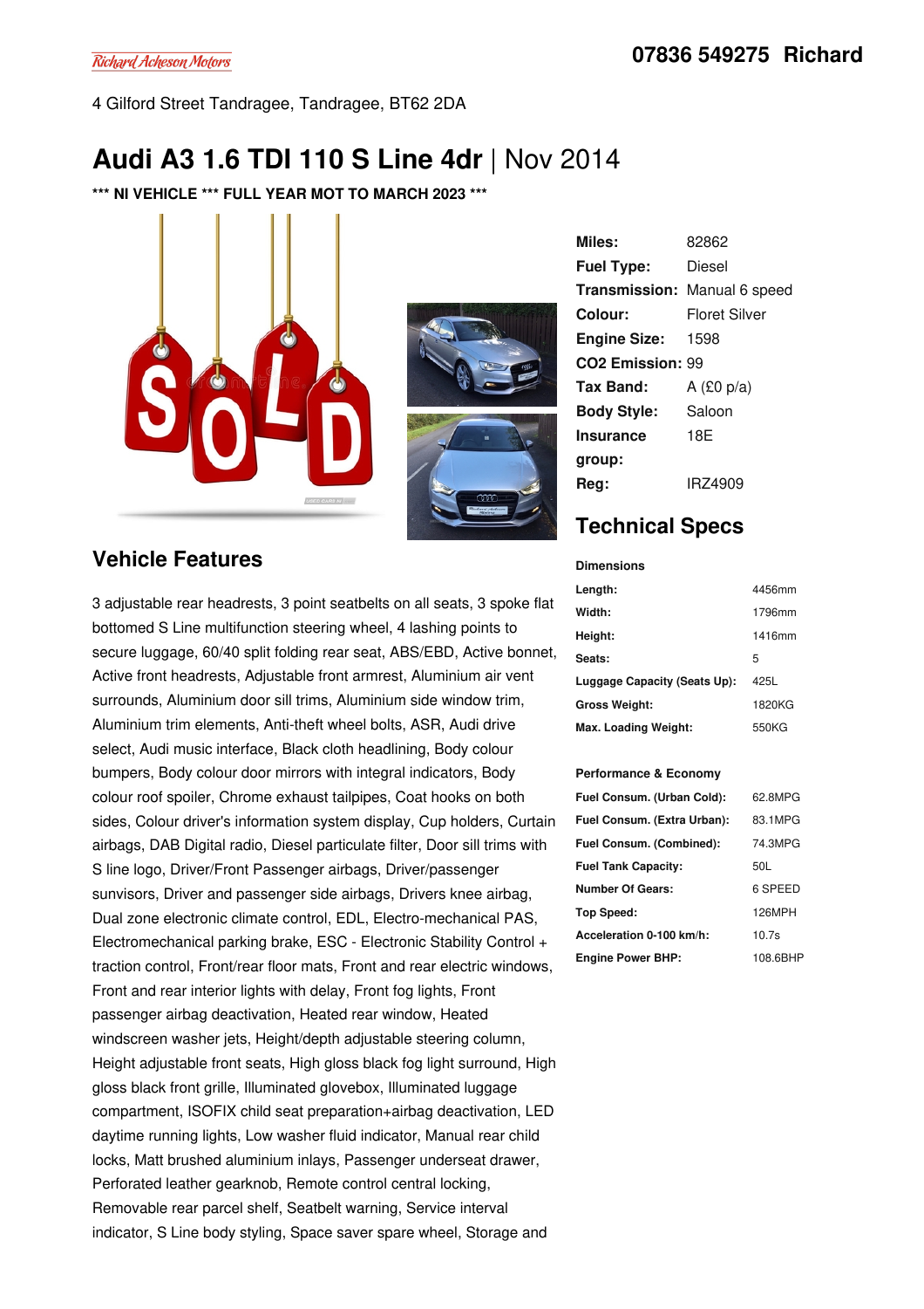Richard Acheson Motors

**07836 549275 Richard**

4 Gilford Street Tandragee, Tandragee, BT62 2DA

# Audi A3 1.6 TDI 110 S Line 4dr | Nov 2014

**\*\*\* NI VEHICLE \*\*\* FULL YEAR MOT TO MARCH 2023 \*\*\***

| | |
|---|---|
| **Miles:** | 82862 |
| **Fuel Type:** | Diesel |
| **Transmission:** | Manual 6 speed |
| **Colour:** | Floret Silver |
| **Engine Size:** | 1598 |
| **CO2 Emission:** | 99 |
| **Tax Band:** | A (£0 p/a) |
| **Body Style:** | Saloon |
| **Insurance group:** | 18E |
| **Reg:** | IRZ4909 |

## Technical Specs

**Dimensions**

| | |
|---|---|
| **Length:** | 4456mm |
| **Width:** | 1796mm |
| **Height:** | 1416mm |
| **Seats:** | 5 |
| **Luggage Capacity (Seats Up):** | 425L |
| **Gross Weight:** | 1820KG |
| **Max. Loading Weight:** | 550KG |

**Performance & Economy**

| | |
|---|---|
| **Fuel Consum. (Urban Cold):** | 62.8MPG |
| **Fuel Consum. (Extra Urban):** | 83.1MPG |
| **Fuel Consum. (Combined):** | 74.3MPG |
| **Fuel Tank Capacity:** | 50L |
| **Number Of Gears:** | 6 SPEED |
| **Top Speed:** | 126MPH |
| **Acceleration 0-100 km/h:** | 10.7s |
| **Engine Power BHP:** | 108.6BHP |

## Vehicle Features

3 adjustable rear headrests, 3 point seatbelts on all seats, 3 spoke flat bottomed S Line multifunction steering wheel, 4 lashing points to secure luggage, 60/40 split folding rear seat, ABS/EBD, Active bonnet, Active front headrests, Adjustable front armrest, Aluminium air vent surrounds, Aluminium door sill trims, Aluminium side window trim, Aluminium trim elements, Anti-theft wheel bolts, ASR, Audi drive select, Audi music interface, Black cloth headlining, Body colour bumpers, Body colour door mirrors with integral indicators, Body colour roof spoiler, Chrome exhaust tailpipes, Coat hooks on both sides, Colour driver's information system display, Cup holders, Curtain airbags, DAB Digital radio, Diesel particulate filter, Door sill trims with S line logo, Driver/Front Passenger airbags, Driver/passenger sunvisors, Driver and passenger side airbags, Drivers knee airbag, Dual zone electronic climate control, EDL, Electro-mechanical PAS, Electromechanical parking brake, ESC - Electronic Stability Control + traction control, Front/rear floor mats, Front and rear electric windows, Front and rear interior lights with delay, Front fog lights, Front passenger airbag deactivation, Heated rear window, Heated windscreen washer jets, Height/depth adjustable steering column, Height adjustable front seats, High gloss black fog light surround, High gloss black front grille, Illuminated glovebox, Illuminated luggage compartment, ISOFIX child seat preparation+airbag deactivation, LED daytime running lights, Low washer fluid indicator, Manual rear child locks, Matt brushed aluminium inlays, Passenger underseat drawer, Perforated leather gearknob, Remote control central locking, Removable rear parcel shelf, Seatbelt warning, Service interval indicator, S Line body styling, Space saver spare wheel, Storage and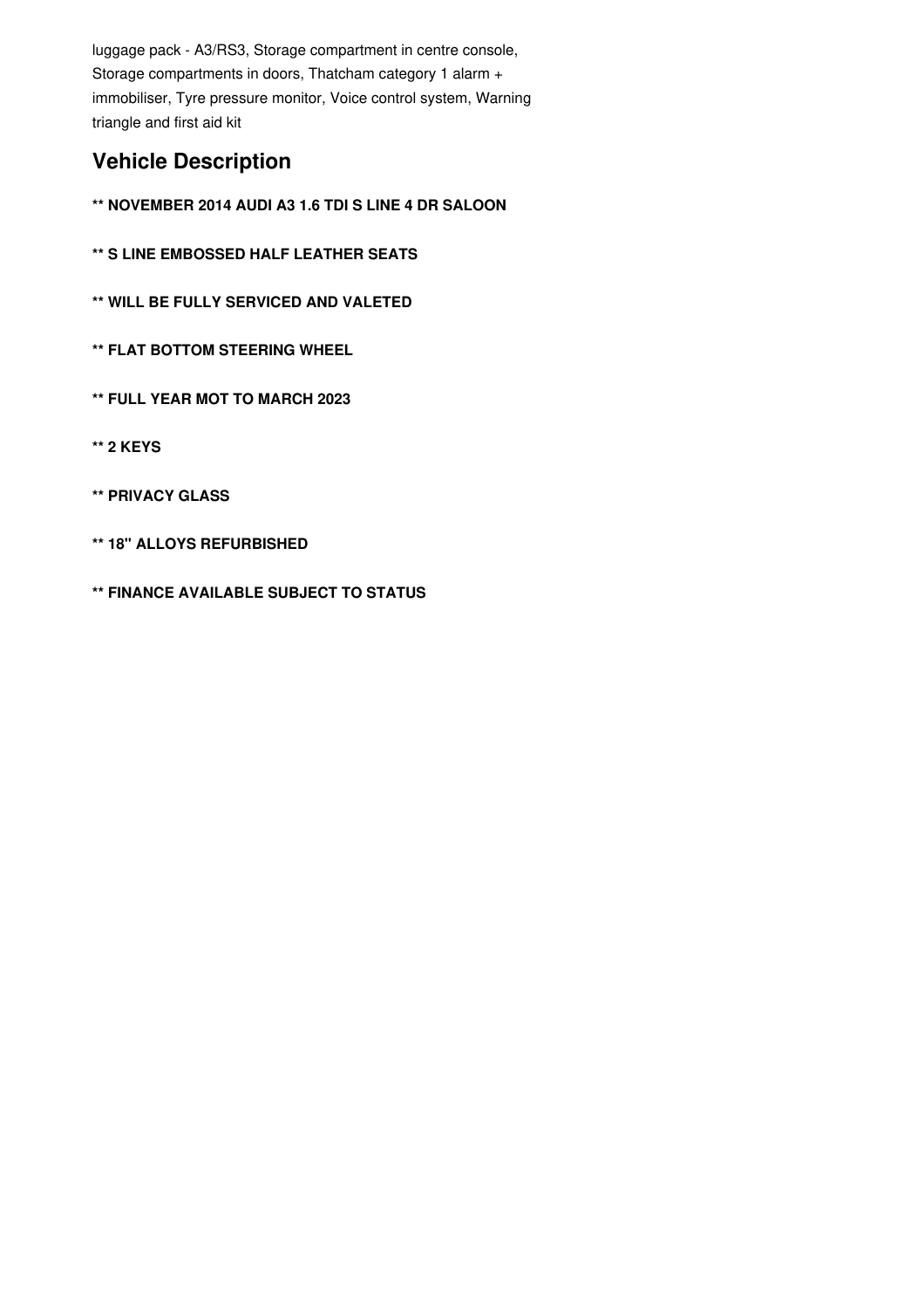luggage pack - A3/RS3, Storage compartment in centre console, Storage compartments in doors, Thatcham category 1 alarm + immobiliser, Tyre pressure monitor, Voice control system, Warning triangle and first aid kit

## Vehicle Description

**** NOVEMBER 2014 AUDI A3 1.6 TDI S LINE 4 DR SALOON**

**** S LINE EMBOSSED HALF LEATHER SEATS**

**** WILL BE FULLY SERVICED AND VALETED**

**** FLAT BOTTOM STEERING WHEEL**

**** FULL YEAR MOT TO MARCH 2023**

**** 2 KEYS**

**** PRIVACY GLASS**

**** 18" ALLOYS REFURBISHED**

**** FINANCE AVAILABLE SUBJECT TO STATUS**